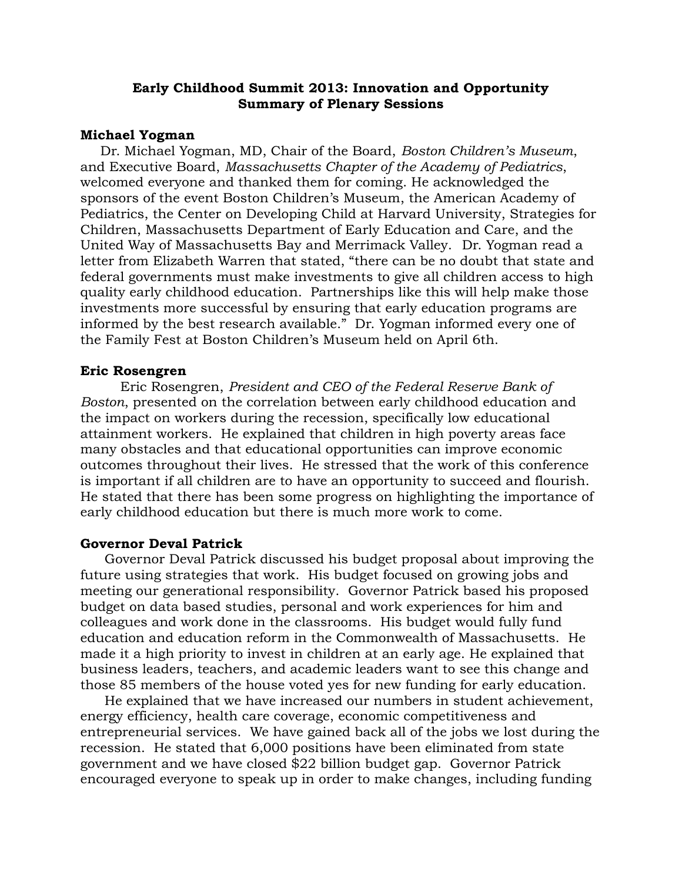# Early Childhood Summit 2013: Innovation and Opportunity
## Summary of Plenary Sessions

### Michael Yogman

Dr. Michael Yogman, MD, Chair of the Board, *Boston Children's Museum*, and Executive Board, *Massachusetts Chapter of the Academy of Pediatrics*, welcomed everyone and thanked them for coming. He acknowledged the sponsors of the event Boston Children's Museum, the American Academy of Pediatrics, the Center on Developing Child at Harvard University, Strategies for Children, Massachusetts Department of Early Education and Care, and the United Way of Massachusetts Bay and Merrimack Valley. Dr. Yogman read a letter from Elizabeth Warren that stated, "there can be no doubt that state and federal governments must make investments to give all children access to high quality early childhood education. Partnerships like this will help make those investments more successful by ensuring that early education programs are informed by the best research available." Dr. Yogman informed every one of the Family Fest at Boston Children's Museum held on April 6th.

### Eric Rosengren

Eric Rosengren, *President and CEO of the Federal Reserve Bank of Boston*, presented on the correlation between early childhood education and the impact on workers during the recession, specifically low educational attainment workers. He explained that children in high poverty areas face many obstacles and that educational opportunities can improve economic outcomes throughout their lives. He stressed that the work of this conference is important if all children are to have an opportunity to succeed and flourish. He stated that there has been some progress on highlighting the importance of early childhood education but there is much more work to come.

### Governor Deval Patrick

Governor Deval Patrick discussed his budget proposal about improving the future using strategies that work. His budget focused on growing jobs and meeting our generational responsibility. Governor Patrick based his proposed budget on data based studies, personal and work experiences for him and colleagues and work done in the classrooms. His budget would fully fund education and education reform in the Commonwealth of Massachusetts. He made it a high priority to invest in children at an early age. He explained that business leaders, teachers, and academic leaders want to see this change and those 85 members of the house voted yes for new funding for early education.

He explained that we have increased our numbers in student achievement, energy efficiency, health care coverage, economic competitiveness and entrepreneurial services. We have gained back all of the jobs we lost during the recession. He stated that 6,000 positions have been eliminated from state government and we have closed $22 billion budget gap. Governor Patrick encouraged everyone to speak up in order to make changes, including funding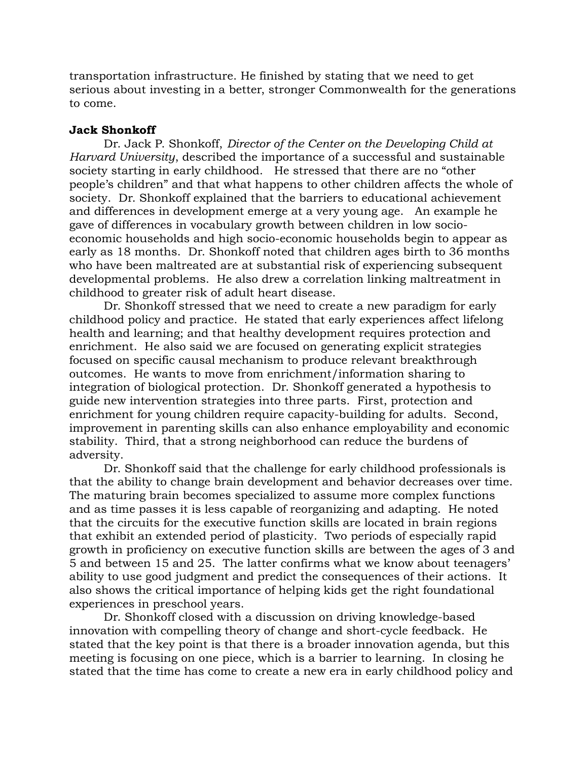transportation infrastructure. He finished by stating that we need to get serious about investing in a better, stronger Commonwealth for the generations to come.

**Jack Shonkoff**

Dr. Jack P. Shonkoff, *Director of the Center on the Developing Child at Harvard University*, described the importance of a successful and sustainable society starting in early childhood. He stressed that there are no "other people's children" and that what happens to other children affects the whole of society. Dr. Shonkoff explained that the barriers to educational achievement and differences in development emerge at a very young age. An example he gave of differences in vocabulary growth between children in low socio-economic households and high socio-economic households begin to appear as early as 18 months. Dr. Shonkoff noted that children ages birth to 36 months who have been maltreated are at substantial risk of experiencing subsequent developmental problems. He also drew a correlation linking maltreatment in childhood to greater risk of adult heart disease.

Dr. Shonkoff stressed that we need to create a new paradigm for early childhood policy and practice. He stated that early experiences affect lifelong health and learning; and that healthy development requires protection and enrichment. He also said we are focused on generating explicit strategies focused on specific causal mechanism to produce relevant breakthrough outcomes. He wants to move from enrichment/information sharing to integration of biological protection. Dr. Shonkoff generated a hypothesis to guide new intervention strategies into three parts. First, protection and enrichment for young children require capacity-building for adults. Second, improvement in parenting skills can also enhance employability and economic stability. Third, that a strong neighborhood can reduce the burdens of adversity.

Dr. Shonkoff said that the challenge for early childhood professionals is that the ability to change brain development and behavior decreases over time. The maturing brain becomes specialized to assume more complex functions and as time passes it is less capable of reorganizing and adapting. He noted that the circuits for the executive function skills are located in brain regions that exhibit an extended period of plasticity. Two periods of especially rapid growth in proficiency on executive function skills are between the ages of 3 and 5 and between 15 and 25. The latter confirms what we know about teenagers' ability to use good judgment and predict the consequences of their actions. It also shows the critical importance of helping kids get the right foundational experiences in preschool years.

Dr. Shonkoff closed with a discussion on driving knowledge-based innovation with compelling theory of change and short-cycle feedback. He stated that the key point is that there is a broader innovation agenda, but this meeting is focusing on one piece, which is a barrier to learning. In closing he stated that the time has come to create a new era in early childhood policy and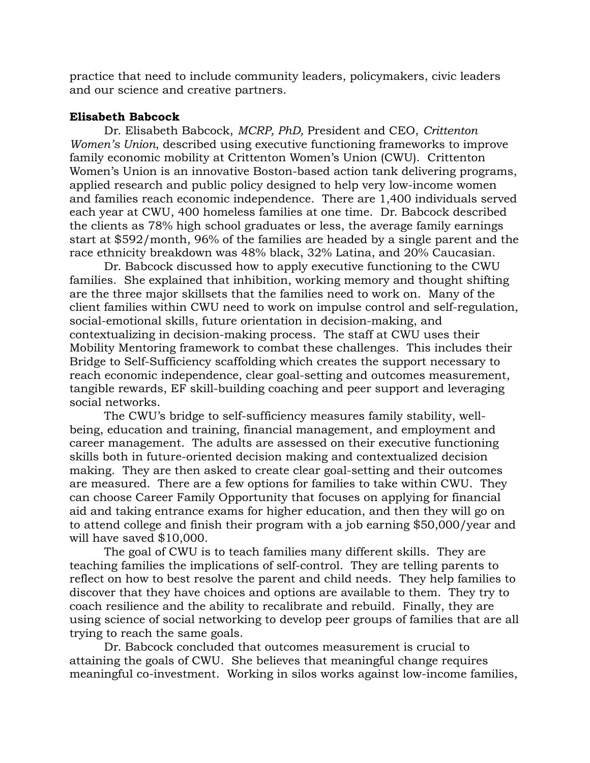practice that need to include community leaders, policymakers, civic leaders and our science and creative partners.

**Elisabeth Babcock**

Dr. Elisabeth Babcock, *MCRP, PhD,* President and CEO, *Crittenton Women's Union*, described using executive functioning frameworks to improve family economic mobility at Crittenton Women's Union (CWU). Crittenton Women's Union is an innovative Boston-based action tank delivering programs, applied research and public policy designed to help very low-income women and families reach economic independence. There are 1,400 individuals served each year at CWU, 400 homeless families at one time. Dr. Babcock described the clients as 78% high school graduates or less, the average family earnings start at $592/month, 96% of the families are headed by a single parent and the race ethnicity breakdown was 48% black, 32% Latina, and 20% Caucasian.

Dr. Babcock discussed how to apply executive functioning to the CWU families. She explained that inhibition, working memory and thought shifting are the three major skillsets that the families need to work on. Many of the client families within CWU need to work on impulse control and self-regulation, social-emotional skills, future orientation in decision-making, and contextualizing in decision-making process. The staff at CWU uses their Mobility Mentoring framework to combat these challenges. This includes their Bridge to Self-Sufficiency scaffolding which creates the support necessary to reach economic independence, clear goal-setting and outcomes measurement, tangible rewards, EF skill-building coaching and peer support and leveraging social networks.

The CWU's bridge to self-sufficiency measures family stability, well-being, education and training, financial management, and employment and career management. The adults are assessed on their executive functioning skills both in future-oriented decision making and contextualized decision making. They are then asked to create clear goal-setting and their outcomes are measured. There are a few options for families to take within CWU. They can choose Career Family Opportunity that focuses on applying for financial aid and taking entrance exams for higher education, and then they will go on to attend college and finish their program with a job earning $50,000/year and will have saved $10,000.

The goal of CWU is to teach families many different skills. They are teaching families the implications of self-control. They are telling parents to reflect on how to best resolve the parent and child needs. They help families to discover that they have choices and options are available to them. They try to coach resilience and the ability to recalibrate and rebuild. Finally, they are using science of social networking to develop peer groups of families that are all trying to reach the same goals.

Dr. Babcock concluded that outcomes measurement is crucial to attaining the goals of CWU. She believes that meaningful change requires meaningful co-investment. Working in silos works against low-income families,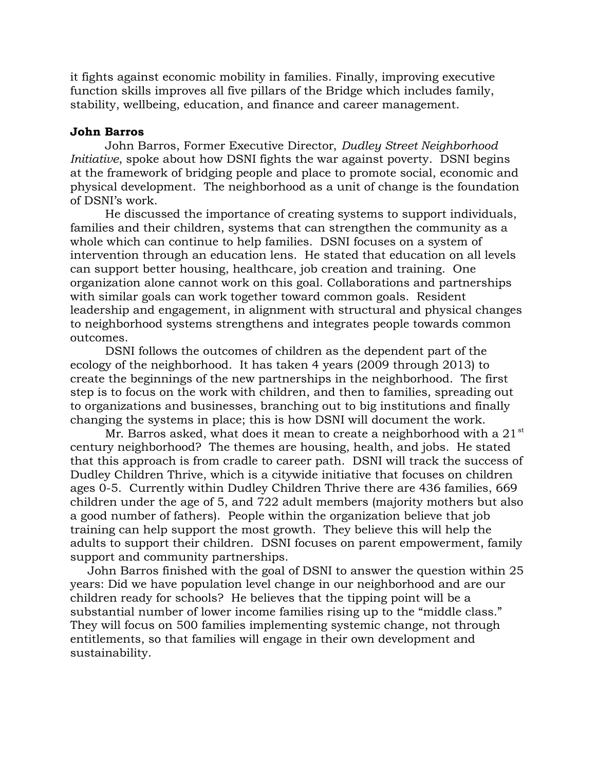it fights against economic mobility in families. Finally, improving executive function skills improves all five pillars of the Bridge which includes family, stability, wellbeing, education, and finance and career management.

**John Barros**

John Barros, Former Executive Director, *Dudley Street Neighborhood Initiative*, spoke about how DSNI fights the war against poverty. DSNI begins at the framework of bridging people and place to promote social, economic and physical development. The neighborhood as a unit of change is the foundation of DSNI's work.

He discussed the importance of creating systems to support individuals, families and their children, systems that can strengthen the community as a whole which can continue to help families. DSNI focuses on a system of intervention through an education lens. He stated that education on all levels can support better housing, healthcare, job creation and training. One organization alone cannot work on this goal. Collaborations and partnerships with similar goals can work together toward common goals. Resident leadership and engagement, in alignment with structural and physical changes to neighborhood systems strengthens and integrates people towards common outcomes.

DSNI follows the outcomes of children as the dependent part of the ecology of the neighborhood. It has taken 4 years (2009 through 2013) to create the beginnings of the new partnerships in the neighborhood. The first step is to focus on the work with children, and then to families, spreading out to organizations and businesses, branching out to big institutions and finally changing the systems in place; this is how DSNI will document the work.

Mr. Barros asked, what does it mean to create a neighborhood with a 21st century neighborhood? The themes are housing, health, and jobs. He stated that this approach is from cradle to career path. DSNI will track the success of Dudley Children Thrive, which is a citywide initiative that focuses on children ages 0-5. Currently within Dudley Children Thrive there are 436 families, 669 children under the age of 5, and 722 adult members (majority mothers but also a good number of fathers). People within the organization believe that job training can help support the most growth. They believe this will help the adults to support their children. DSNI focuses on parent empowerment, family support and community partnerships.

John Barros finished with the goal of DSNI to answer the question within 25 years: Did we have population level change in our neighborhood and are our children ready for schools? He believes that the tipping point will be a substantial number of lower income families rising up to the "middle class." They will focus on 500 families implementing systemic change, not through entitlements, so that families will engage in their own development and sustainability.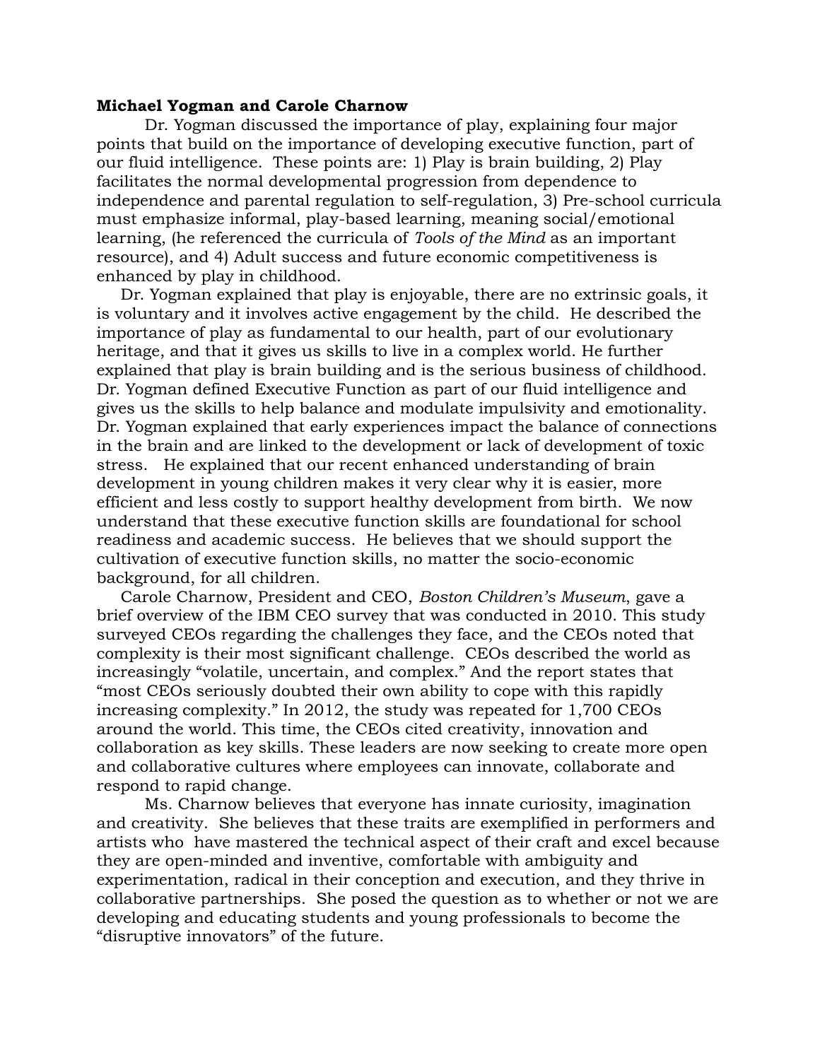**Michael Yogman and Carole Charnow**

Dr. Yogman discussed the importance of play, explaining four major points that build on the importance of developing executive function, part of our fluid intelligence. These points are: 1) Play is brain building, 2) Play facilitates the normal developmental progression from dependence to independence and parental regulation to self-regulation, 3) Pre-school curricula must emphasize informal, play-based learning, meaning social/emotional learning, (he referenced the curricula of *Tools of the Mind* as an important resource), and 4) Adult success and future economic competitiveness is enhanced by play in childhood.

Dr. Yogman explained that play is enjoyable, there are no extrinsic goals, it is voluntary and it involves active engagement by the child. He described the importance of play as fundamental to our health, part of our evolutionary heritage, and that it gives us skills to live in a complex world. He further explained that play is brain building and is the serious business of childhood. Dr. Yogman defined Executive Function as part of our fluid intelligence and gives us the skills to help balance and modulate impulsivity and emotionality. Dr. Yogman explained that early experiences impact the balance of connections in the brain and are linked to the development or lack of development of toxic stress. He explained that our recent enhanced understanding of brain development in young children makes it very clear why it is easier, more efficient and less costly to support healthy development from birth. We now understand that these executive function skills are foundational for school readiness and academic success. He believes that we should support the cultivation of executive function skills, no matter the socio-economic background, for all children.

Carole Charnow, President and CEO, *Boston Children's Museum*, gave a brief overview of the IBM CEO survey that was conducted in 2010. This study surveyed CEOs regarding the challenges they face, and the CEOs noted that complexity is their most significant challenge. CEOs described the world as increasingly "volatile, uncertain, and complex." And the report states that "most CEOs seriously doubted their own ability to cope with this rapidly increasing complexity." In 2012, the study was repeated for 1,700 CEOs around the world. This time, the CEOs cited creativity, innovation and collaboration as key skills. These leaders are now seeking to create more open and collaborative cultures where employees can innovate, collaborate and respond to rapid change.

Ms. Charnow believes that everyone has innate curiosity, imagination and creativity. She believes that these traits are exemplified in performers and artists who have mastered the technical aspect of their craft and excel because they are open-minded and inventive, comfortable with ambiguity and experimentation, radical in their conception and execution, and they thrive in collaborative partnerships. She posed the question as to whether or not we are developing and educating students and young professionals to become the "disruptive innovators" of the future.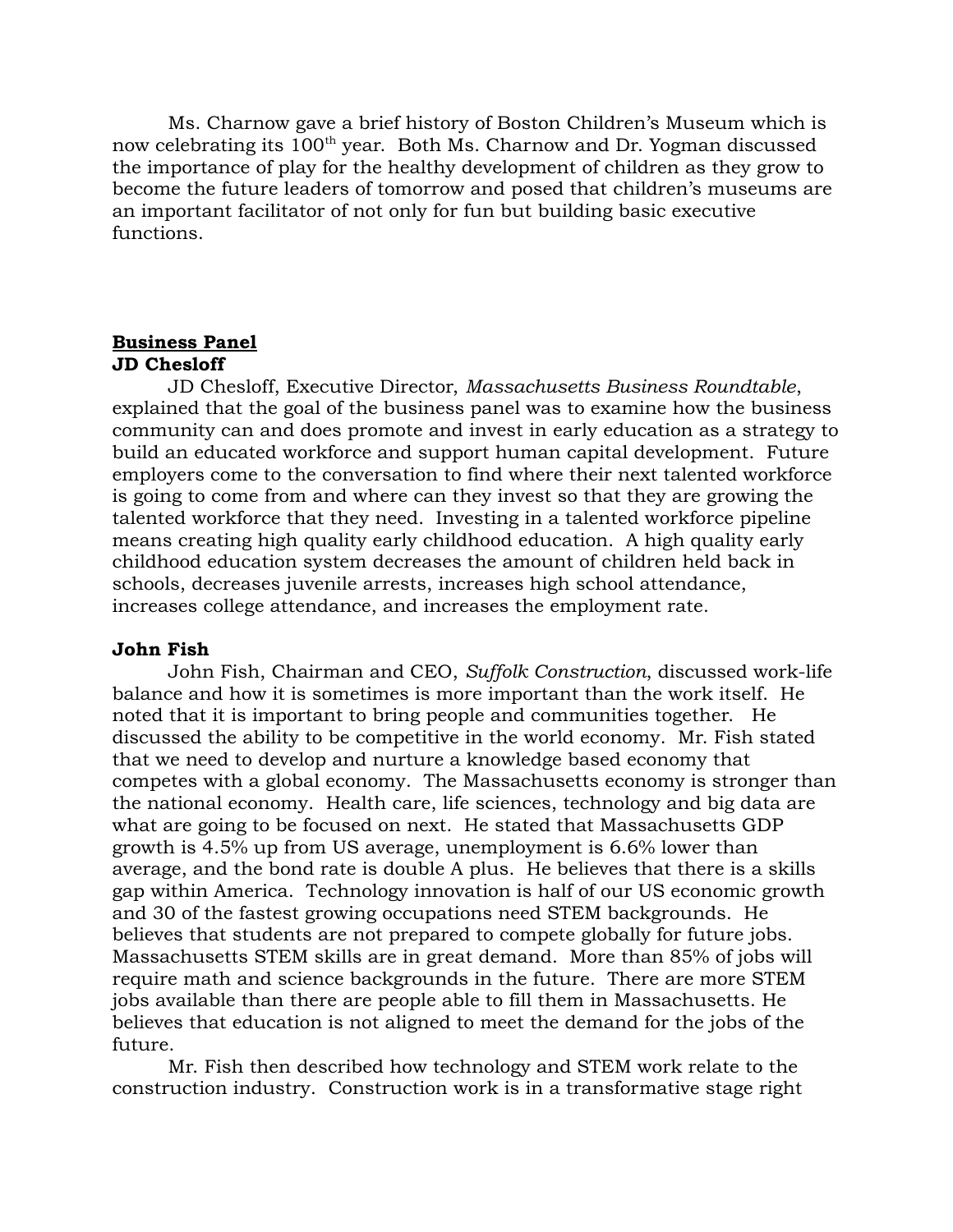Ms. Charnow gave a brief history of Boston Children's Museum which is now celebrating its 100th year. Both Ms. Charnow and Dr. Yogman discussed the importance of play for the healthy development of children as they grow to become the future leaders of tomorrow and posed that children's museums are an important facilitator of not only for fun but building basic executive functions.

**<u>Business Panel</u>**
**JD Chesloff**

JD Chesloff, Executive Director, *Massachusetts Business Roundtable*, explained that the goal of the business panel was to examine how the business community can and does promote and invest in early education as a strategy to build an educated workforce and support human capital development. Future employers come to the conversation to find where their next talented workforce is going to come from and where can they invest so that they are growing the talented workforce that they need. Investing in a talented workforce pipeline means creating high quality early childhood education. A high quality early childhood education system decreases the amount of children held back in schools, decreases juvenile arrests, increases high school attendance, increases college attendance, and increases the employment rate.

**John Fish**

John Fish, Chairman and CEO, *Suffolk Construction*, discussed work-life balance and how it is sometimes is more important than the work itself. He noted that it is important to bring people and communities together. He discussed the ability to be competitive in the world economy. Mr. Fish stated that we need to develop and nurture a knowledge based economy that competes with a global economy. The Massachusetts economy is stronger than the national economy. Health care, life sciences, technology and big data are what are going to be focused on next. He stated that Massachusetts GDP growth is 4.5% up from US average, unemployment is 6.6% lower than average, and the bond rate is double A plus. He believes that there is a skills gap within America. Technology innovation is half of our US economic growth and 30 of the fastest growing occupations need STEM backgrounds. He believes that students are not prepared to compete globally for future jobs. Massachusetts STEM skills are in great demand. More than 85% of jobs will require math and science backgrounds in the future. There are more STEM jobs available than there are people able to fill them in Massachusetts. He believes that education is not aligned to meet the demand for the jobs of the future.

Mr. Fish then described how technology and STEM work relate to the construction industry. Construction work is in a transformative stage right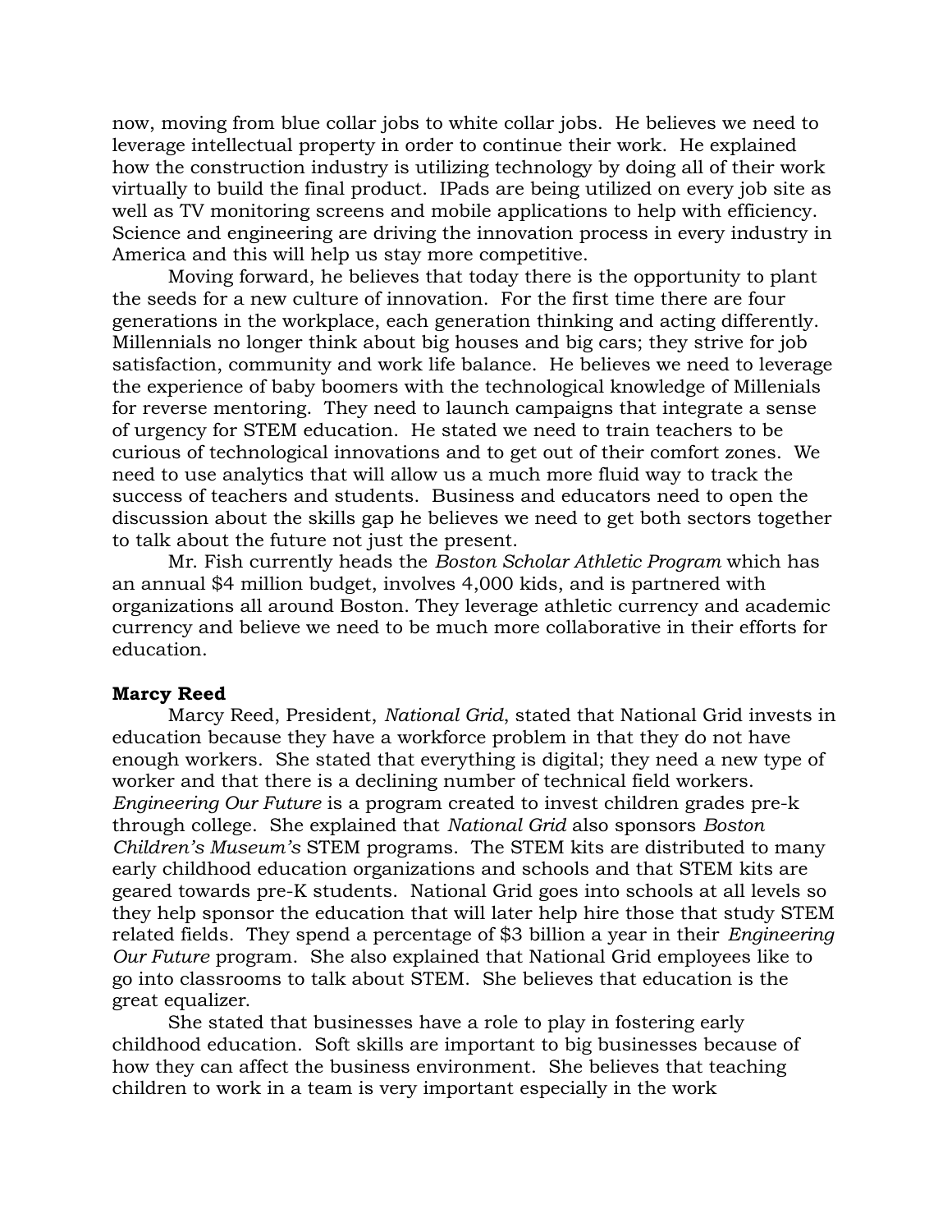now, moving from blue collar jobs to white collar jobs. He believes we need to leverage intellectual property in order to continue their work. He explained how the construction industry is utilizing technology by doing all of their work virtually to build the final product. IPads are being utilized on every job site as well as TV monitoring screens and mobile applications to help with efficiency. Science and engineering are driving the innovation process in every industry in America and this will help us stay more competitive.

Moving forward, he believes that today there is the opportunity to plant the seeds for a new culture of innovation. For the first time there are four generations in the workplace, each generation thinking and acting differently. Millennials no longer think about big houses and big cars; they strive for job satisfaction, community and work life balance. He believes we need to leverage the experience of baby boomers with the technological knowledge of Millenials for reverse mentoring. They need to launch campaigns that integrate a sense of urgency for STEM education. He stated we need to train teachers to be curious of technological innovations and to get out of their comfort zones. We need to use analytics that will allow us a much more fluid way to track the success of teachers and students. Business and educators need to open the discussion about the skills gap he believes we need to get both sectors together to talk about the future not just the present.

Mr. Fish currently heads the *Boston Scholar Athletic Program* which has an annual $4 million budget, involves 4,000 kids, and is partnered with organizations all around Boston. They leverage athletic currency and academic currency and believe we need to be much more collaborative in their efforts for education.

**Marcy Reed**

Marcy Reed, President, *National Grid,* stated that National Grid invests in education because they have a workforce problem in that they do not have enough workers. She stated that everything is digital; they need a new type of worker and that there is a declining number of technical field workers. *Engineering Our Future* is a program created to invest children grades pre-k through college. She explained that *National Grid* also sponsors *Boston Children's Museum's* STEM programs. The STEM kits are distributed to many early childhood education organizations and schools and that STEM kits are geared towards pre-K students. National Grid goes into schools at all levels so they help sponsor the education that will later help hire those that study STEM related fields. They spend a percentage of $3 billion a year in their *Engineering Our Future* program. She also explained that National Grid employees like to go into classrooms to talk about STEM. She believes that education is the great equalizer.

She stated that businesses have a role to play in fostering early childhood education. Soft skills are important to big businesses because of how they can affect the business environment. She believes that teaching children to work in a team is very important especially in the work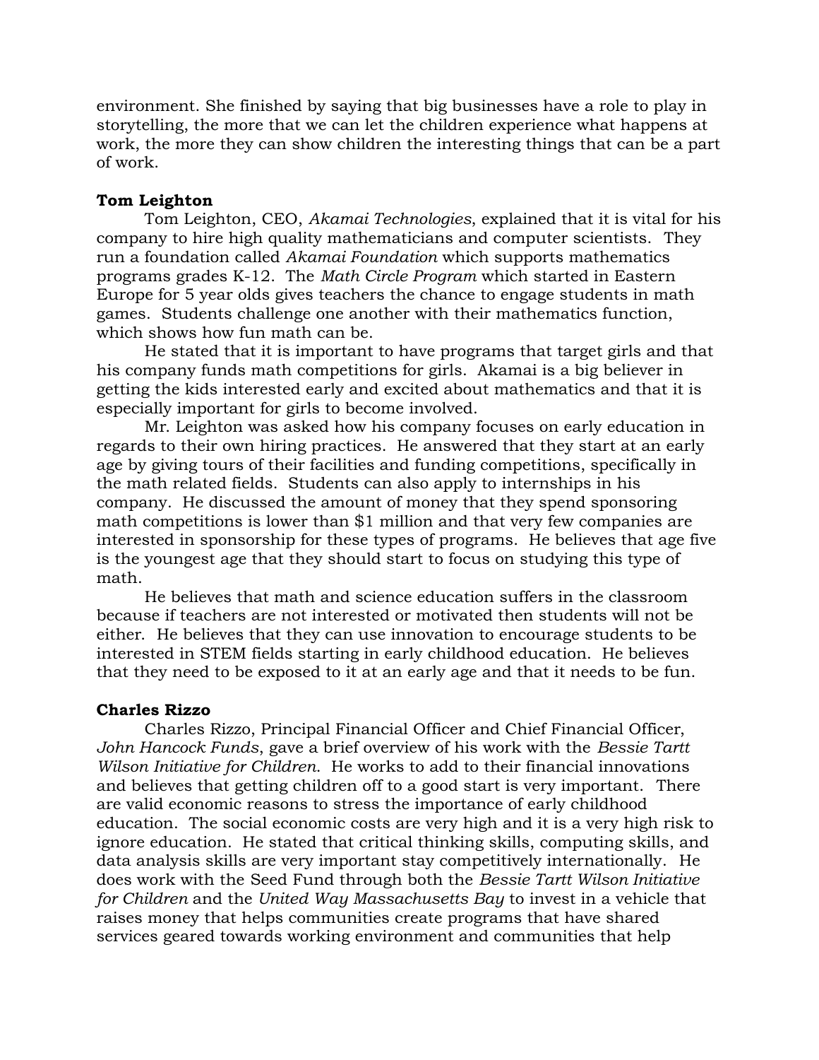environment. She finished by saying that big businesses have a role to play in storytelling, the more that we can let the children experience what happens at work, the more they can show children the interesting things that can be a part of work.

**Tom Leighton**

Tom Leighton, CEO, *Akamai Technologies*, explained that it is vital for his company to hire high quality mathematicians and computer scientists. They run a foundation called *Akamai Foundation* which supports mathematics programs grades K-12. The *Math Circle Program* which started in Eastern Europe for 5 year olds gives teachers the chance to engage students in math games. Students challenge one another with their mathematics function, which shows how fun math can be.

He stated that it is important to have programs that target girls and that his company funds math competitions for girls. Akamai is a big believer in getting the kids interested early and excited about mathematics and that it is especially important for girls to become involved.

Mr. Leighton was asked how his company focuses on early education in regards to their own hiring practices. He answered that they start at an early age by giving tours of their facilities and funding competitions, specifically in the math related fields. Students can also apply to internships in his company. He discussed the amount of money that they spend sponsoring math competitions is lower than $1 million and that very few companies are interested in sponsorship for these types of programs. He believes that age five is the youngest age that they should start to focus on studying this type of math.

He believes that math and science education suffers in the classroom because if teachers are not interested or motivated then students will not be either. He believes that they can use innovation to encourage students to be interested in STEM fields starting in early childhood education. He believes that they need to be exposed to it at an early age and that it needs to be fun.

**Charles Rizzo**

Charles Rizzo, Principal Financial Officer and Chief Financial Officer, *John Hancock Funds*, gave a brief overview of his work with the *Bessie Tartt Wilson Initiative for Children*. He works to add to their financial innovations and believes that getting children off to a good start is very important. There are valid economic reasons to stress the importance of early childhood education. The social economic costs are very high and it is a very high risk to ignore education. He stated that critical thinking skills, computing skills, and data analysis skills are very important stay competitively internationally. He does work with the Seed Fund through both the *Bessie Tartt Wilson Initiative for Children* and the *United Way Massachusetts Bay* to invest in a vehicle that raises money that helps communities create programs that have shared services geared towards working environment and communities that help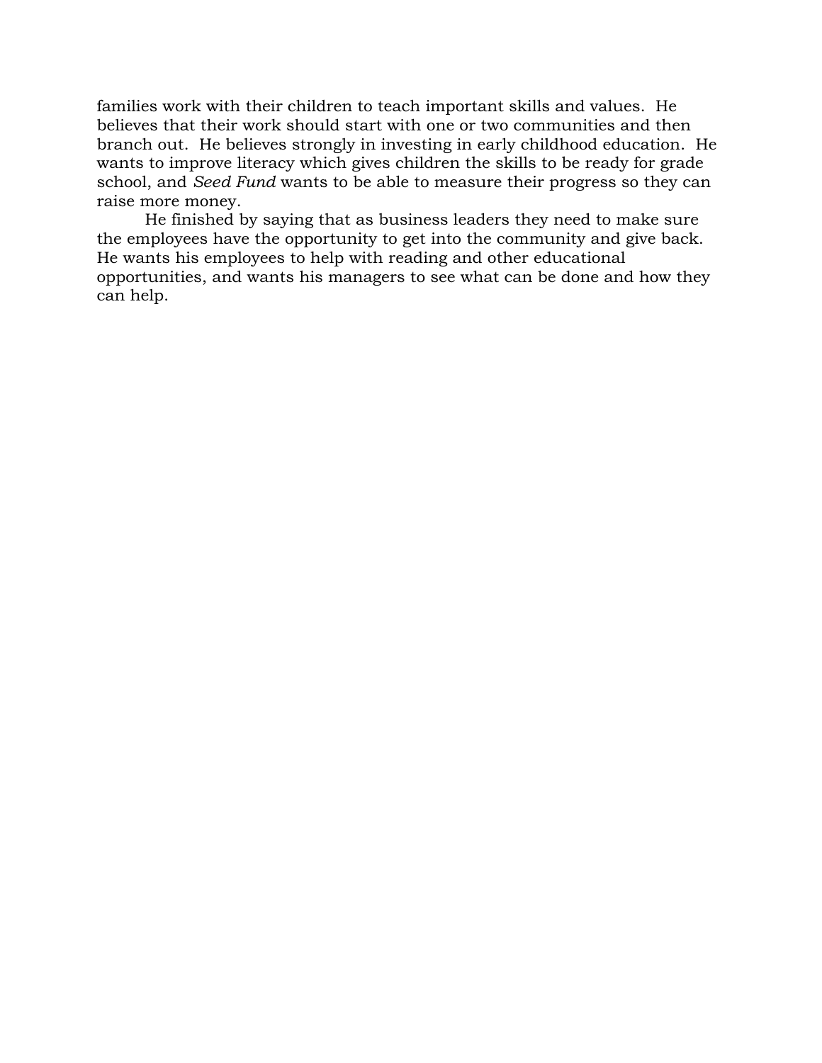families work with their children to teach important skills and values. He believes that their work should start with one or two communities and then branch out. He believes strongly in investing in early childhood education. He wants to improve literacy which gives children the skills to be ready for grade school, and *Seed Fund* wants to be able to measure their progress so they can raise more money.

He finished by saying that as business leaders they need to make sure the employees have the opportunity to get into the community and give back. He wants his employees to help with reading and other educational opportunities, and wants his managers to see what can be done and how they can help.